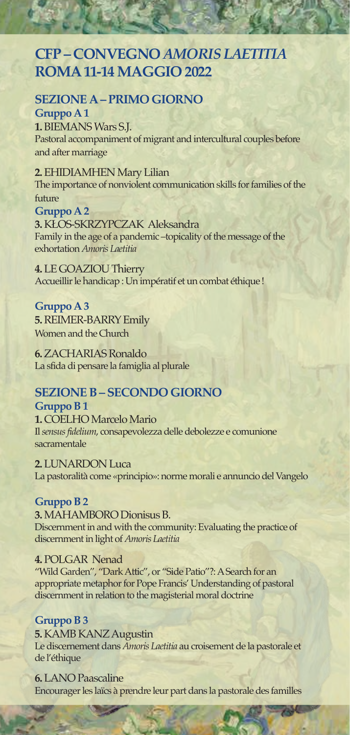# CFP – CONVEGNO *AMORIS LAETITIA* ROMA 11-14 MAGGIO 2022

## SEZIONE A – PRIMO GIORNO

### Gruppo A 1

**1.** BIEMANS Wars S.J.
Pastoral accompaniment of migrant and intercultural couples before and after marriage

**2.** EHIDIAMHEN Mary Lilian
The importance of nonviolent communication skills for families of the future

### Gruppo A 2

**3.** KŁOS-SKRZYPCZAK Aleksandra
Family in the age of a pandemic –topicality of the message of the exhortation *Amoris Laetitia*

**4.** LE GOAZIOU Thierry
Accueillir le handicap : Un impératif et un combat éthique !

### Gruppo A 3

**5.** REIMER-BARRY Emily
Women and the Church

**6.** ZACHARIAS Ronaldo
La sfida di pensare la famiglia al plurale

## SEZIONE B – SECONDO GIORNO

### Gruppo B 1

**1.** COELHO Marcelo Mario
Il *sensus fidelium*, consapevolezza delle debolezze e comunione sacramentale

**2.** LUNARDON Luca
La pastoralità come «principio»: norme morali e annuncio del Vangelo

### Gruppo B 2

**3.** MAHAMBORO Dionisus B.
Discernment in and with the community: Evaluating the practice of discernment in light of *Amoris Laetitia*

**4.** POLGAR Nenad
"Wild Garden", "Dark Attic", or "Side Patio"?: A Search for an appropriate metaphor for Pope Francis' Understanding of pastoral discernment in relation to the magisterial moral doctrine

### Gruppo B 3

**5.** KAMB KANZ Augustin
Le discernement dans *Amoris Laetitia* au croisement de la pastorale et de l'éthique

**6.** LANO Paascaline
Encourager les laïcs à prendre leur part dans la pastorale des familles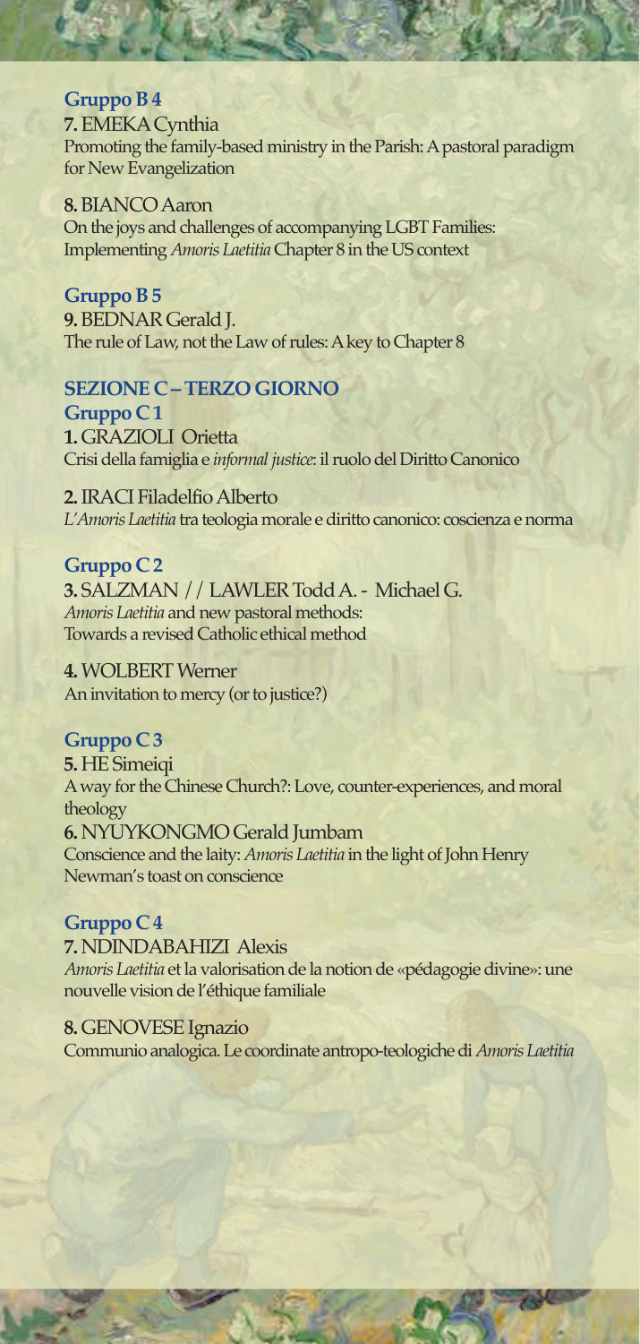### Gruppo B 4

**7.** EMEKA Cynthia
Promoting the family-based ministry in the Parish: A pastoral paradigm for New Evangelization

**8.** BIANCO Aaron
On the joys and challenges of accompanying LGBT Families: Implementing *Amoris Laetitia* Chapter 8 in the US context

### Gruppo B 5

**9.** BEDNAR Gerald J.
The rule of Law, not the Law of rules: A key to Chapter 8

## SEZIONE C – TERZO GIORNO

### Gruppo C 1

**1.** GRAZIOLI Orietta
Crisi della famiglia e *informal justice*: il ruolo del Diritto Canonico

**2.** IRACI Filadelfio Alberto
*L'Amoris Laetitia* tra teologia morale e diritto canonico: coscienza e norma

### Gruppo C 2

**3.** SALZMAN // LAWLER Todd A. - Michael G.
*Amoris Laetitia* and new pastoral methods:
Towards a revised Catholic ethical method

**4.** WOLBERT Werner
An invitation to mercy (or to justice?)

### Gruppo C 3

**5.** HE Simeiqi
A way for the Chinese Church?: Love, counter-experiences, and moral theology

**6.** NYUYKONGMO Gerald Jumbam
Conscience and the laity: *Amoris Laetitia* in the light of John Henry Newman's toast on conscience

### Gruppo C 4

**7.** NDINDABAHIZI Alexis
*Amoris Laetitia* et la valorisation de la notion de «pédagogie divine»: une nouvelle vision de l'éthique familiale

**8.** GENOVESE Ignazio
Communio analogica. Le coordinate antropo-teologiche di *Amoris Laetitia*